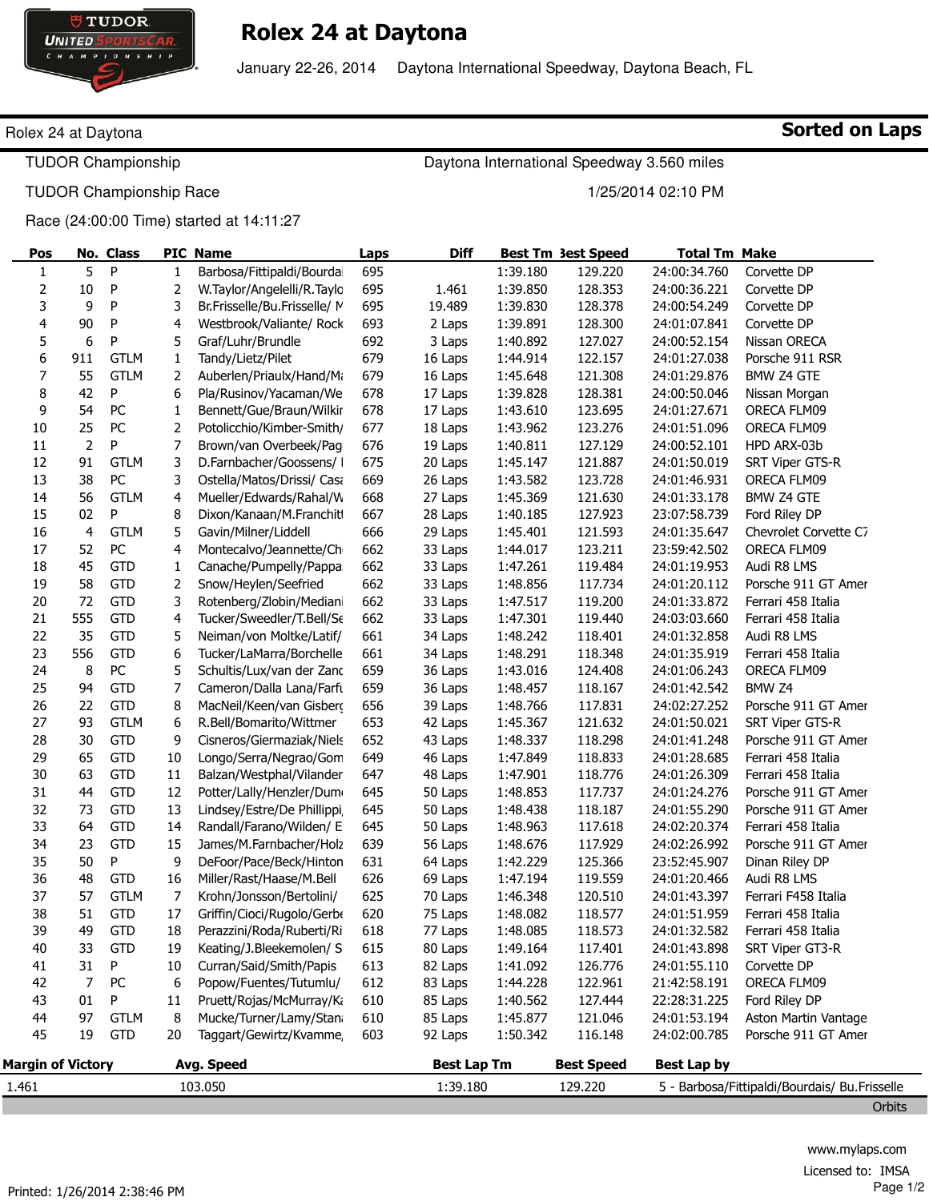TUDOR UNITED SPORTSCAR CHAMPIONSHIP

# Rolex 24 at Daytona

January 22-26, 2014 Daytona International Speedway, Daytona Beach, FL

Rolex 24 at Daytona **Sorted on Laps**

TUDOR Championship Daytona International Speedway 3.560 miles

TUDOR Championship Race 1/25/2014 02:10 PM

Race (24:00:00 Time) started at 14:11:27

| Pos | No. | Class | PIC | Name | Laps | Diff | Best Tm | Best Speed | Total Tm | Make |
|---|---|---|---|---|---|---|---|---|---|---|
| 1 | 5 | P | 1 | Barbosa/Fittipaldi/Bourdai | 695 | | 1:39.180 | 129.220 | 24:00:34.760 | Corvette DP |
| 2 | 10 | P | 2 | W.Taylor/Angelelli/R.Taylo | 695 | 1.461 | 1:39.850 | 128.353 | 24:00:36.221 | Corvette DP |
| 3 | 9 | P | 3 | Br.Frisselle/Bu.Frisselle/ M | 695 | 19.489 | 1:39.830 | 128.378 | 24:00:54.249 | Corvette DP |
| 4 | 90 | P | 4 | Westbrook/Valiante/ Rock | 693 | 2 Laps | 1:39.891 | 128.300 | 24:01:07.841 | Corvette DP |
| 5 | 6 | P | 5 | Graf/Luhr/Brundle | 692 | 3 Laps | 1:40.892 | 127.027 | 24:00:52.154 | Nissan ORECA |
| 6 | 911 | GTLM | 1 | Tandy/Lietz/Pilet | 679 | 16 Laps | 1:44.914 | 122.157 | 24:01:27.038 | Porsche 911 RSR |
| 7 | 55 | GTLM | 2 | Auberlen/Priaulx/Hand/Ma | 679 | 16 Laps | 1:45.648 | 121.308 | 24:01:29.876 | BMW Z4 GTE |
| 8 | 42 | P | 6 | Pla/Rusinov/Yacaman/We | 678 | 17 Laps | 1:39.828 | 128.381 | 24:00:50.046 | Nissan Morgan |
| 9 | 54 | PC | 1 | Bennett/Gue/Braun/Wilkir | 678 | 17 Laps | 1:43.610 | 123.695 | 24:01:27.671 | ORECA FLM09 |
| 10 | 25 | PC | 2 | Potolicchio/Kimber-Smith/ | 677 | 18 Laps | 1:43.962 | 123.276 | 24:01:51.096 | ORECA FLM09 |
| 11 | 2 | P | 7 | Brown/van Overbeek/Pag | 676 | 19 Laps | 1:40.811 | 127.129 | 24:00:52.101 | HPD ARX-03b |
| 12 | 91 | GTLM | 3 | D.Farnbacher/Goossens/ I | 675 | 20 Laps | 1:45.147 | 121.887 | 24:01:50.019 | SRT Viper GTS-R |
| 13 | 38 | PC | 3 | Ostella/Matos/Drissi/ Casa | 669 | 26 Laps | 1:43.582 | 123.728 | 24:01:46.931 | ORECA FLM09 |
| 14 | 56 | GTLM | 4 | Mueller/Edwards/Rahal/W | 668 | 27 Laps | 1:45.369 | 121.630 | 24:01:33.178 | BMW Z4 GTE |
| 15 | 02 | P | 8 | Dixon/Kanaan/M.Franchitt | 667 | 28 Laps | 1:40.185 | 127.923 | 23:07:58.739 | Ford Riley DP |
| 16 | 4 | GTLM | 5 | Gavin/Milner/Liddell | 666 | 29 Laps | 1:45.401 | 121.593 | 24:01:35.647 | Chevrolet Corvette C7 |
| 17 | 52 | PC | 4 | Montecalvo/Jeannette/Ch | 662 | 33 Laps | 1:44.017 | 123.211 | 23:59:42.502 | ORECA FLM09 |
| 18 | 45 | GTD | 1 | Canache/Pumpelly/Pappa | 662 | 33 Laps | 1:47.261 | 119.484 | 24:01:19.953 | Audi R8 LMS |
| 19 | 58 | GTD | 2 | Snow/Heylen/Seefried | 662 | 33 Laps | 1:48.856 | 117.734 | 24:01:20.112 | Porsche 911 GT Amer |
| 20 | 72 | GTD | 3 | Rotenberg/Zlobin/Mediani | 662 | 33 Laps | 1:47.517 | 119.200 | 24:01:33.872 | Ferrari 458 Italia |
| 21 | 555 | GTD | 4 | Tucker/Sweedler/T.Bell/Se | 662 | 33 Laps | 1:47.301 | 119.440 | 24:03:03.660 | Ferrari 458 Italia |
| 22 | 35 | GTD | 5 | Neiman/von Moltke/Latif/ | 661 | 34 Laps | 1:48.242 | 118.401 | 24:01:32.858 | Audi R8 LMS |
| 23 | 556 | GTD | 6 | Tucker/LaMarra/Borchelle | 661 | 34 Laps | 1:48.291 | 118.348 | 24:01:35.919 | Ferrari 458 Italia |
| 24 | 8 | PC | 5 | Schultis/Lux/van der Zand | 659 | 36 Laps | 1:43.016 | 124.408 | 24:01:06.243 | ORECA FLM09 |
| 25 | 94 | GTD | 7 | Cameron/Dalla Lana/Farfu | 659 | 36 Laps | 1:48.457 | 118.167 | 24:01:42.542 | BMW Z4 |
| 26 | 22 | GTD | 8 | MacNeil/Keen/van Gisberg | 656 | 39 Laps | 1:48.766 | 117.831 | 24:02:27.252 | Porsche 911 GT Amer |
| 27 | 93 | GTLM | 6 | R.Bell/Bomarito/Wittmer | 653 | 42 Laps | 1:45.367 | 121.632 | 24:01:50.021 | SRT Viper GTS-R |
| 28 | 30 | GTD | 9 | Cisneros/Giermaziak/Niels | 652 | 43 Laps | 1:48.337 | 118.298 | 24:01:41.248 | Porsche 911 GT Amer |
| 29 | 65 | GTD | 10 | Longo/Serra/Negrao/Gom | 649 | 46 Laps | 1:47.849 | 118.833 | 24:01:28.685 | Ferrari 458 Italia |
| 30 | 63 | GTD | 11 | Balzan/Westphal/Vilander | 647 | 48 Laps | 1:47.901 | 118.776 | 24:01:26.309 | Ferrari 458 Italia |
| 31 | 44 | GTD | 12 | Potter/Lally/Henzler/Dum | 645 | 50 Laps | 1:48.853 | 117.737 | 24:01:24.276 | Porsche 911 GT Amer |
| 32 | 73 | GTD | 13 | Lindsey/Estre/De Phillippi | 645 | 50 Laps | 1:48.438 | 118.187 | 24:01:55.290 | Porsche 911 GT Amer |
| 33 | 64 | GTD | 14 | Randall/Farano/Wilden/ E | 645 | 50 Laps | 1:48.963 | 117.618 | 24:02:20.374 | Ferrari 458 Italia |
| 34 | 23 | GTD | 15 | James/M.Farnbacher/Holz | 639 | 56 Laps | 1:48.676 | 117.929 | 24:02:26.992 | Porsche 911 GT Amer |
| 35 | 50 | P | 9 | DeFoor/Pace/Beck/Hinton | 631 | 64 Laps | 1:42.229 | 125.366 | 23:52:45.907 | Dinan Riley DP |
| 36 | 48 | GTD | 16 | Miller/Rast/Haase/M.Bell | 626 | 69 Laps | 1:47.194 | 119.559 | 24:01:20.466 | Audi R8 LMS |
| 37 | 57 | GTLM | 7 | Krohn/Jonsson/Bertolini/ | 625 | 70 Laps | 1:46.348 | 120.510 | 24:01:43.397 | Ferrari F458 Italia |
| 38 | 51 | GTD | 17 | Griffin/Cioci/Rugolo/Gerbe | 620 | 75 Laps | 1:48.082 | 118.577 | 24:01:51.959 | Ferrari 458 Italia |
| 39 | 49 | GTD | 18 | Perazzini/Roda/Ruberti/Ri | 618 | 77 Laps | 1:48.085 | 118.573 | 24:01:32.582 | Ferrari 458 Italia |
| 40 | 33 | GTD | 19 | Keating/J.Bleekemolen/ S | 615 | 80 Laps | 1:49.164 | 117.401 | 24:01:43.898 | SRT Viper GT3-R |
| 41 | 31 | P | 10 | Curran/Said/Smith/Papis | 613 | 82 Laps | 1:41.092 | 126.776 | 24:01:55.110 | Corvette DP |
| 42 | 7 | PC | 6 | Popow/Fuentes/Tutumlu/ | 612 | 83 Laps | 1:44.228 | 122.961 | 21:42:58.191 | ORECA FLM09 |
| 43 | 01 | P | 11 | Pruett/Rojas/McMurray/Ka | 610 | 85 Laps | 1:40.562 | 127.444 | 22:28:31.225 | Ford Riley DP |
| 44 | 97 | GTLM | 8 | Mucke/Turner/Lamy/Stan | 610 | 85 Laps | 1:45.877 | 121.046 | 24:01:53.194 | Aston Martin Vantage |
| 45 | 19 | GTD | 20 | Taggart/Gewirtz/Kvamme | 603 | 92 Laps | 1:50.342 | 116.148 | 24:02:00.785 | Porsche 911 GT Amer |

| Margin of Victory | Avg. Speed | Best Lap Tm | Best Speed | Best Lap by |
|---|---|---|---|---|
| 1.461 | 103.050 | 1:39.180 | 129.220 | 5 - Barbosa/Fittipaldi/Bourdais/ Bu.Frisselle |

Orbits

www.mylaps.com

Licensed to: IMSA

Printed: 1/26/2014 2:38:46 PM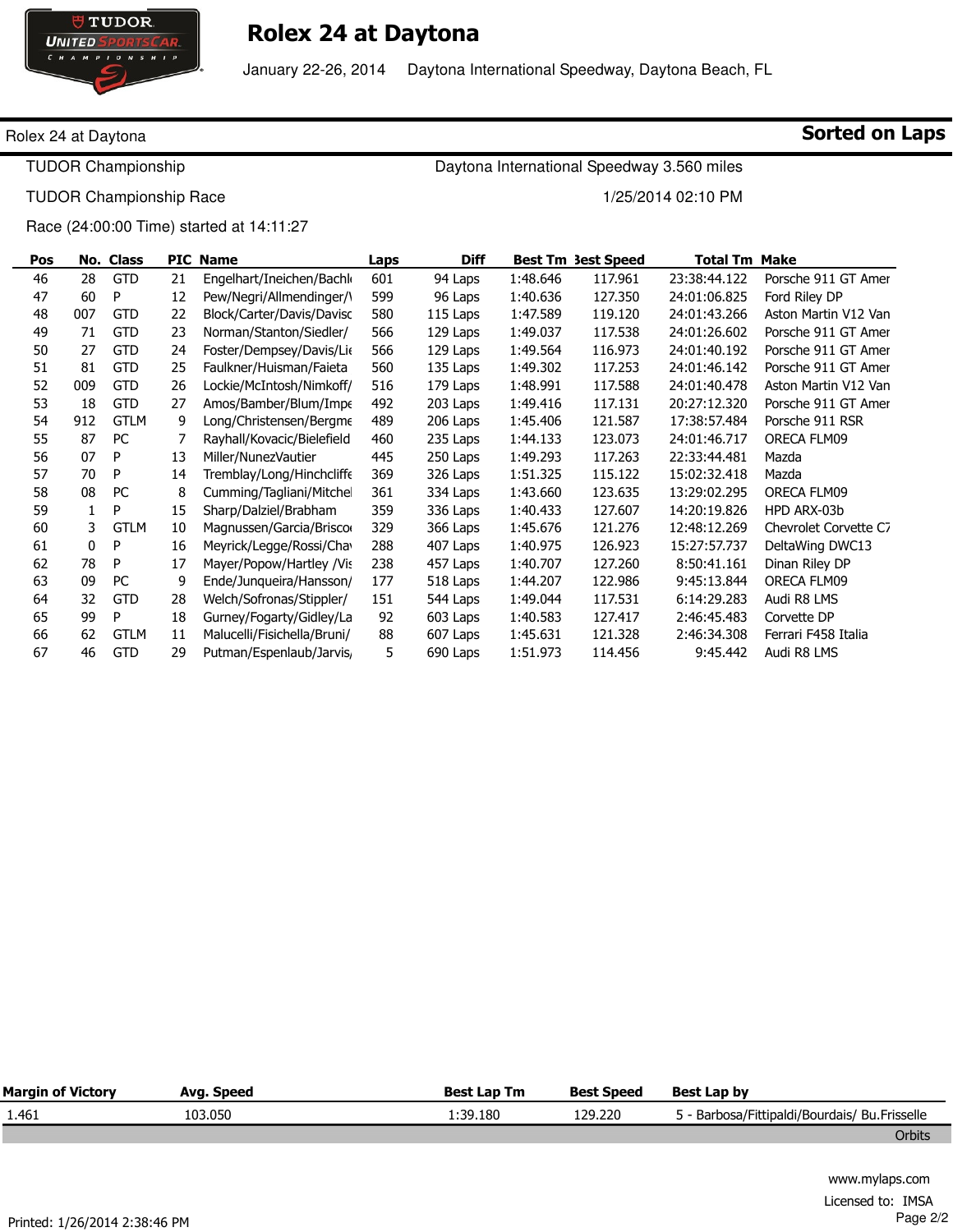# Rolex 24 at Daytona

January 22-26, 2014 Daytona International Speedway, Daytona Beach, FL

Rolex 24 at Daytona **Sorted on Laps**

TUDOR Championship Daytona International Speedway 3.560 miles

TUDOR Championship Race 1/25/2014 02:10 PM

Race (24:00:00 Time) started at 14:11:27

| Pos | No. | Class | PIC | Name | Laps | Diff | Best Tm | Best Speed | Total Tm | Make |
|---|---|---|---|---|---|---|---|---|---|---|
| 46 | 28 | GTD | 21 | Engelhart/Ineichen/Bachl | 601 | 94 Laps | 1:48.646 | 117.961 | 23:38:44.122 | Porsche 911 GT Amer |
| 47 | 60 | P | 12 | Pew/Negri/Allmendinger/\ | 599 | 96 Laps | 1:40.636 | 127.350 | 24:01:06.825 | Ford Riley DP |
| 48 | 007 | GTD | 22 | Block/Carter/Davis/Davis | 580 | 115 Laps | 1:47.589 | 119.120 | 24:01:43.266 | Aston Martin V12 Van |
| 49 | 71 | GTD | 23 | Norman/Stanton/Siedler/ | 566 | 129 Laps | 1:49.037 | 117.538 | 24:01:26.602 | Porsche 911 GT Amer |
| 50 | 27 | GTD | 24 | Foster/Dempsey/Davis/Lie | 566 | 129 Laps | 1:49.564 | 116.973 | 24:01:40.192 | Porsche 911 GT Amer |
| 51 | 81 | GTD | 25 | Faulkner/Huisman/Faieta | 560 | 135 Laps | 1:49.302 | 117.253 | 24:01:46.142 | Porsche 911 GT Amer |
| 52 | 009 | GTD | 26 | Lockie/McIntosh/Nimkoff/ | 516 | 179 Laps | 1:48.991 | 117.588 | 24:01:40.478 | Aston Martin V12 Van |
| 53 | 18 | GTD | 27 | Amos/Bamber/Blum/Impe | 492 | 203 Laps | 1:49.416 | 117.131 | 20:27:12.320 | Porsche 911 GT Amer |
| 54 | 912 | GTLM | 9 | Long/Christensen/Bergme | 489 | 206 Laps | 1:45.406 | 121.587 | 17:38:57.484 | Porsche 911 RSR |
| 55 | 87 | PC | 7 | Rayhall/Kovacic/Bielefield | 460 | 235 Laps | 1:44.133 | 123.073 | 24:01:46.717 | ORECA FLM09 |
| 56 | 07 | P | 13 | Miller/NunezVautier | 445 | 250 Laps | 1:49.293 | 117.263 | 22:33:44.481 | Mazda |
| 57 | 70 | P | 14 | Tremblay/Long/Hinchcliffe | 369 | 326 Laps | 1:51.325 | 115.122 | 15:02:32.418 | Mazda |
| 58 | 08 | PC | 8 | Cumming/Tagliani/Mitche | 361 | 334 Laps | 1:43.660 | 123.635 | 13:29:02.295 | ORECA FLM09 |
| 59 | 1 | P | 15 | Sharp/Dalziel/Brabham | 359 | 336 Laps | 1:40.433 | 127.607 | 14:20:19.826 | HPD ARX-03b |
| 60 | 3 | GTLM | 10 | Magnussen/Garcia/Brisco | 329 | 366 Laps | 1:45.676 | 121.276 | 12:48:12.269 | Chevrolet Corvette C7 |
| 61 | 0 | P | 16 | Meyrick/Legge/Rossi/Cha | 288 | 407 Laps | 1:40.975 | 126.923 | 15:27:57.737 | DeltaWing DWC13 |
| 62 | 78 | P | 17 | Mayer/Popow/Hartley /Vis | 238 | 457 Laps | 1:40.707 | 127.260 | 8:50:41.161 | Dinan Riley DP |
| 63 | 09 | PC | 9 | Ende/Junqueira/Hansson/ | 177 | 518 Laps | 1:44.207 | 122.986 | 9:45:13.844 | ORECA FLM09 |
| 64 | 32 | GTD | 28 | Welch/Sofronas/Stippler/ | 151 | 544 Laps | 1:49.044 | 117.531 | 6:14:29.283 | Audi R8 LMS |
| 65 | 99 | P | 18 | Gurney/Fogarty/Gidley/La | 92 | 603 Laps | 1:40.583 | 127.417 | 2:46:45.483 | Corvette DP |
| 66 | 62 | GTLM | 11 | Malucelli/Fisichella/Bruni/ | 88 | 607 Laps | 1:45.631 | 121.328 | 2:46:34.308 | Ferrari F458 Italia |
| 67 | 46 | GTD | 29 | Putman/Espenlaub/Jarvis/ | 5 | 690 Laps | 1:51.973 | 114.456 | 9:45.442 | Audi R8 LMS |

| Margin of Victory | Avg. Speed | Best Lap Tm | Best Speed | Best Lap by |
|---|---|---|---|---|
| 1.461 | 103.050 | 1:39.180 | 129.220 | 5 - Barbosa/Fittipaldi/Bourdais/ Bu.Frisselle |

Orbits

www.mylaps.com

Licensed to: IMSA

Printed: 1/26/2014 2:38:46 PM